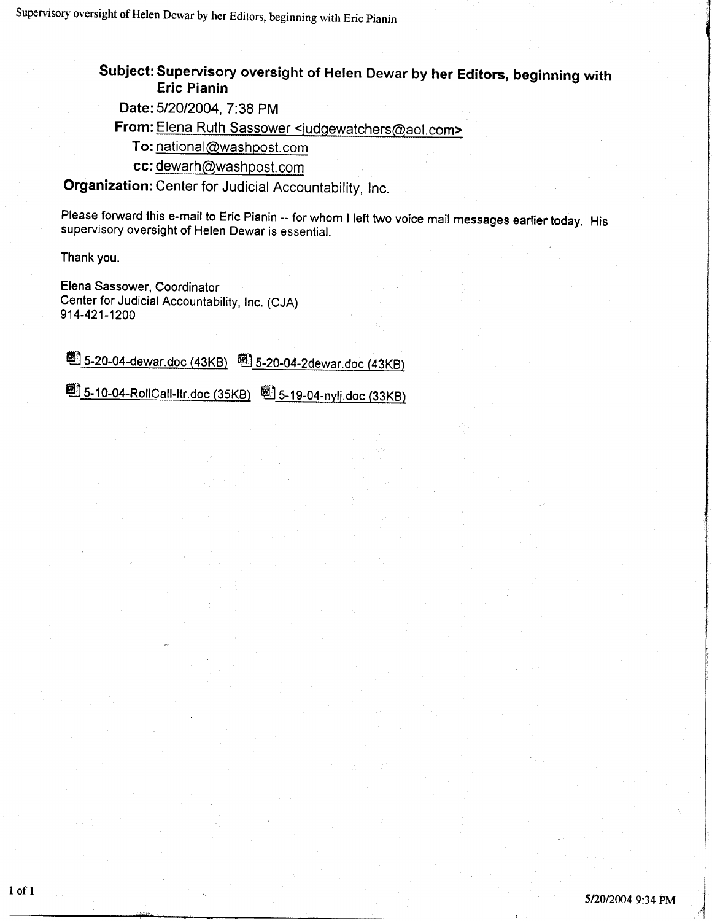**Subject:** Supervisory oversight of Helen Dewar by her Editors, beginning with Eric Pianin

**Date:** 5/20/2004, 7:38 PM

**From:** Elena Ruth Sassower <judgewatchers@aol.com>

**To:** national@washpost.com

**cc:** dewarh@washpost.com

**Organization:** Center for Judicial Accountability, Inc.

Please forward this e-mail to Eric Pianin -- for whom I left two voice mail messages earlier today. His supervisory oversight of Helen Dewar is essential.

Thank you.

Elena Sassower, Coordinator
Center for Judicial Accountability, Inc. (CJA)
914-421-1200

5-20-04-dewar.doc (43KB)   5-20-04-2dewar.doc (43KB)

5-10-04-RollCall-ltr.doc (35KB)   5-19-04-nylj.doc (33KB)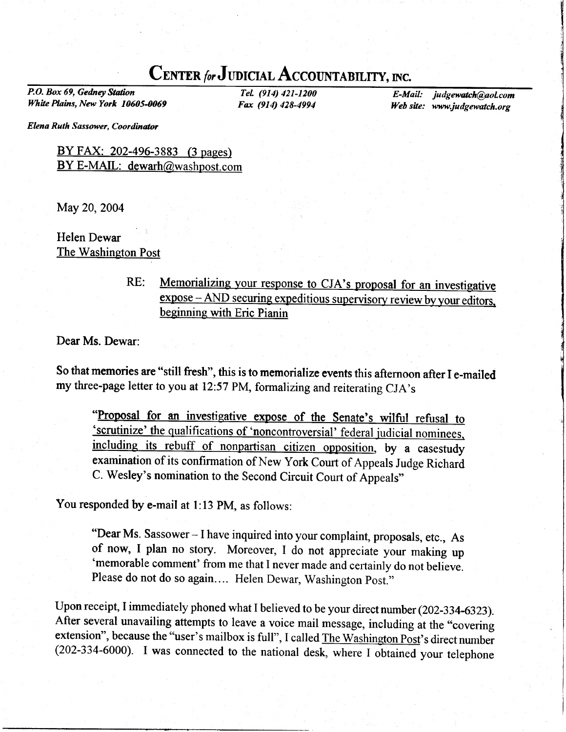# Center *for* Judicial Accountability, Inc.

*P.O. Box 69, Gedney Station*
*White Plains, New York 10605-0069*

*Tel. (914) 421-1200*
*Fax (914) 428-4994*

*E-Mail: judgewatch@aol.com*
*Web site: www.judgewatch.org*

***Elena Ruth Sassower, Coordinator***

BY FAX: 202-496-3883 (3 pages)
BY E-MAIL: dewarh@washpost.com

May 20, 2004

Helen Dewar
The Washington Post

RE: Memorializing your response to CJA's proposal for an investigative expose – AND securing expeditious supervisory review by your editors, beginning with Eric Pianin

Dear Ms. Dewar:

So that memories are "still fresh", this is to memorialize events this afternoon after I e-mailed my three-page letter to you at 12:57 PM, formalizing and reiterating CJA's

> "Proposal for an investigative expose of the Senate's wilful refusal to 'scrutinize' the qualifications of 'noncontroversial' federal judicial nominees, including its rebuff of nonpartisan citizen opposition, by a casestudy examination of its confirmation of New York Court of Appeals Judge Richard C. Wesley's nomination to the Second Circuit Court of Appeals"

You responded by e-mail at 1:13 PM, as follows:

> "Dear Ms. Sassower – I have inquired into your complaint, proposals, etc., As of now, I plan no story. Moreover, I do not appreciate your making up 'memorable comment' from me that I never made and certainly do not believe. Please do not do so again.... Helen Dewar, Washington Post."

Upon receipt, I immediately phoned what I believed to be your direct number (202-334-6323). After several unavailing attempts to leave a voice mail message, including at the "covering extension", because the "user's mailbox is full", I called The Washington Post's direct number (202-334-6000). I was connected to the national desk, where I obtained your telephone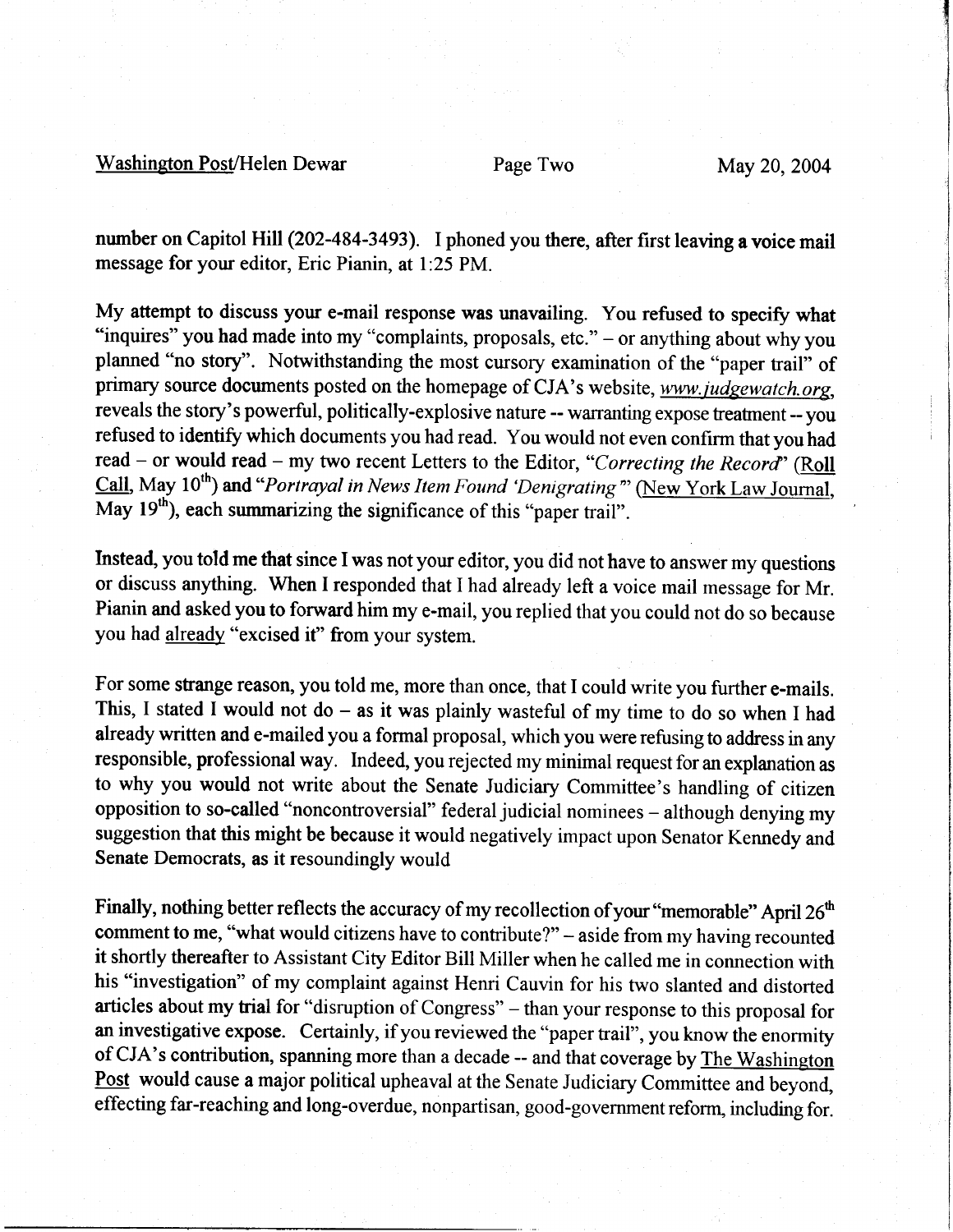number on Capitol Hill (202-484-3493). I phoned you there, after first leaving a voice mail message for your editor, Eric Pianin, at 1:25 PM.

My attempt to discuss your e-mail response was unavailing. You refused to specify what "inquires" you had made into my "complaints, proposals, etc." – or anything about why you planned "no story". Notwithstanding the most cursory examination of the "paper trail" of primary source documents posted on the homepage of CJA's website, *www.judgewatch.org*, reveals the story's powerful, politically-explosive nature -- warranting expose treatment -- you refused to identify which documents you had read. You would not even confirm that you had read – or would read – my two recent Letters to the Editor, "*Correcting the Record*" (Roll Call, May 10th) and "*Portrayal in News Item Found 'Denigrating'*" (New York Law Journal, May 19th), each summarizing the significance of this "paper trail".

Instead, you told me that since I was not your editor, you did not have to answer my questions or discuss anything. When I responded that I had already left a voice mail message for Mr. Pianin and asked you to forward him my e-mail, you replied that you could not do so because you had already "excised it" from your system.

For some strange reason, you told me, more than once, that I could write you further e-mails. This, I stated I would not do – as it was plainly wasteful of my time to do so when I had already written and e-mailed you a formal proposal, which you were refusing to address in any responsible, professional way. Indeed, you rejected my minimal request for an explanation as to why you would not write about the Senate Judiciary Committee's handling of citizen opposition to so-called "noncontroversial" federal judicial nominees – although denying my suggestion that this might be because it would negatively impact upon Senator Kennedy and Senate Democrats, as it resoundingly would

Finally, nothing better reflects the accuracy of my recollection of your "memorable" April 26th comment to me, "what would citizens have to contribute?" – aside from my having recounted it shortly thereafter to Assistant City Editor Bill Miller when he called me in connection with his "investigation" of my complaint against Henri Cauvin for his two slanted and distorted articles about my trial for "disruption of Congress" – than your response to this proposal for an investigative expose. Certainly, if you reviewed the "paper trail", you know the enormity of CJA's contribution, spanning more than a decade -- and that coverage by The Washington Post would cause a major political upheaval at the Senate Judiciary Committee and beyond, effecting far-reaching and long-overdue, nonpartisan, good-government reform, including for.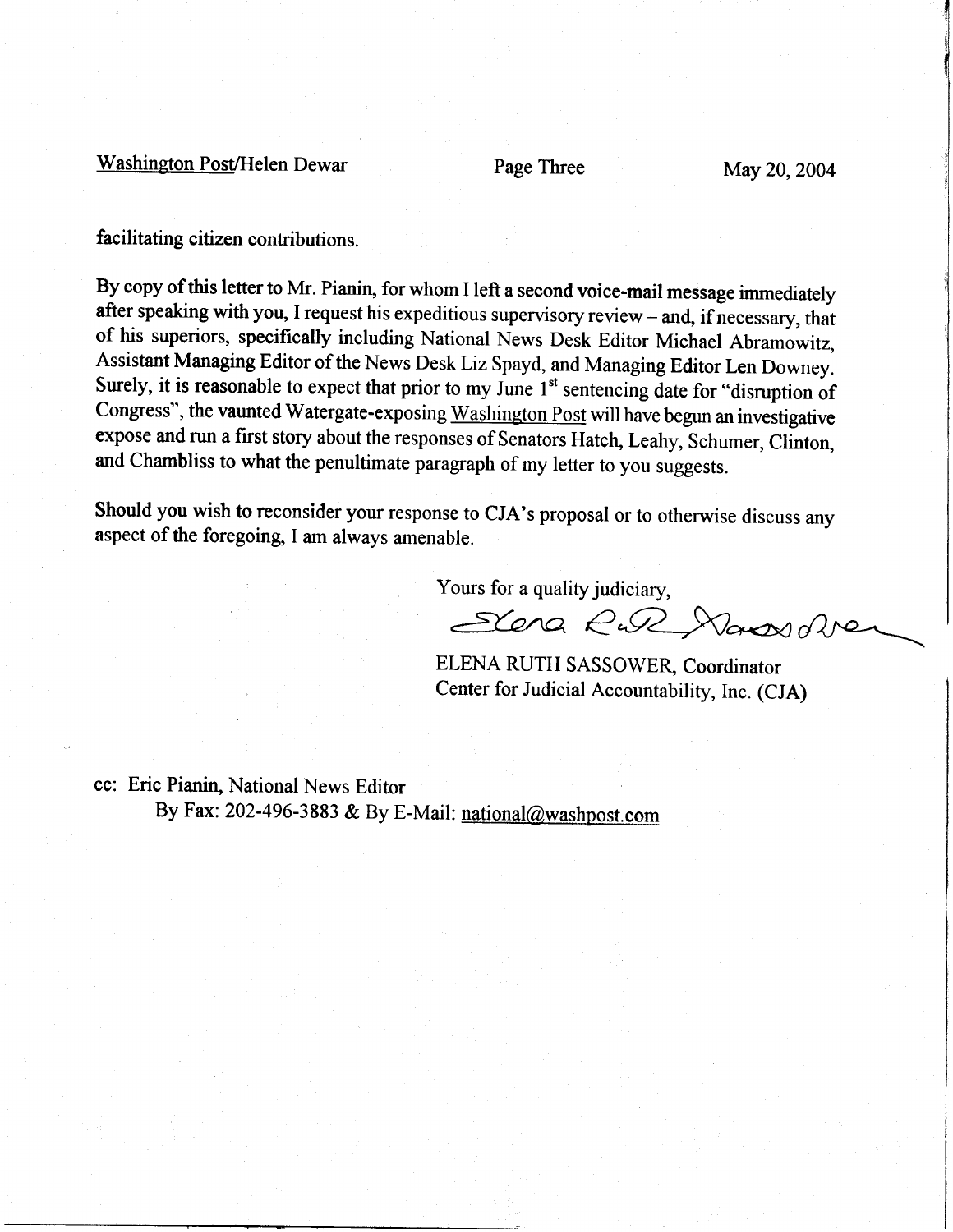facilitating citizen contributions.

By copy of this letter to Mr. Pianin, for whom I left a second voice-mail message immediately after speaking with you, I request his expeditious supervisory review – and, if necessary, that of his superiors, specifically including National News Desk Editor Michael Abramowitz, Assistant Managing Editor of the News Desk Liz Spayd, and Managing Editor Len Downey. Surely, it is reasonable to expect that prior to my June 1st sentencing date for "disruption of Congress", the vaunted Watergate-exposing Washington Post will have begun an investigative expose and run a first story about the responses of Senators Hatch, Leahy, Schumer, Clinton, and Chambliss to what the penultimate paragraph of my letter to you suggests.

Should you wish to reconsider your response to CJA's proposal or to otherwise discuss any aspect of the foregoing, I am always amenable.

Yours for a quality judiciary,

Elena Ruth Sassower

ELENA RUTH SASSOWER, Coordinator
Center for Judicial Accountability, Inc. (CJA)

cc: Eric Pianin, National News Editor
By Fax: 202-496-3883 & By E-Mail: national@washpost.com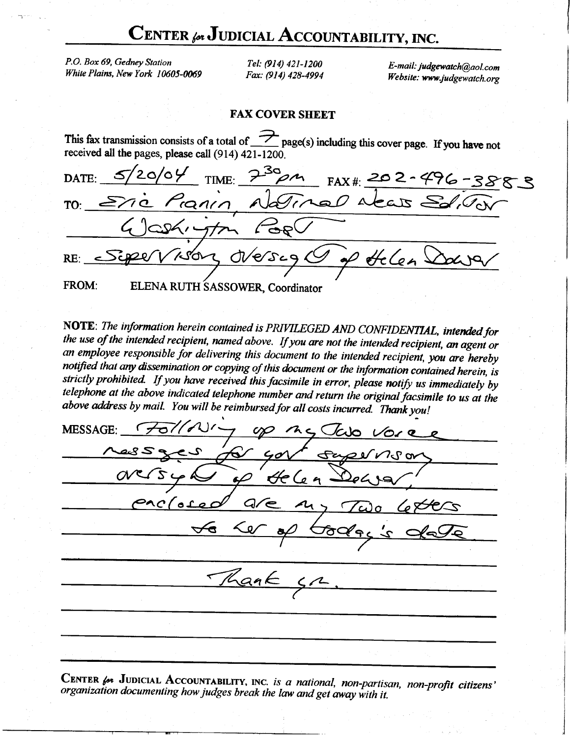# CENTER *for* JUDICIAL ACCOUNTABILITY, INC.

*P.O. Box 69, Gedney Station*
*White Plains, New York 10605-0069*

*Tel: (914) 421-1200*
*Fax: (914) 428-4994*

*E-mail: judgewatch@aol.com*
*Website: www.judgewatch.org*

## FAX COVER SHEET

This fax transmission consists of a total of 7 page(s) including this cover page. If you have not received all the pages, please call (914) 421-1200.

DATE: 5/20/04 TIME: 7:30 pm FAX #: 202-496-3883

TO: Eric Pianin, National News Editor
Washington Post

RE: Supervisory Oversight of Helen Dewar

FROM: ELENA RUTH SASSOWER, Coordinator

**NOTE**: *The information herein contained is PRIVILEGED AND CONFIDENTIAL, intended for the use of the intended recipient, named above. If you are not the intended recipient, an agent or an employee responsible for delivering this document to the intended recipient, you are hereby notified that any dissemination or copying of this document or the information contained herein, is strictly prohibited. If you have received this facsimile in error, please notify us immediately by telephone at the above indicated telephone number and return the original facsimile to us at the above address by mail. You will be reimbursed for all costs incurred. Thank you!*

MESSAGE: Following up my two voice messages for your supervisory oversight of Helen Dewar, enclosed are my two letters to her of today's date.

Thank you.

CENTER *for* JUDICIAL ACCOUNTABILITY, INC. *is a national, non-partisan, non-profit citizens' organization documenting how judges break the law and get away with it.*